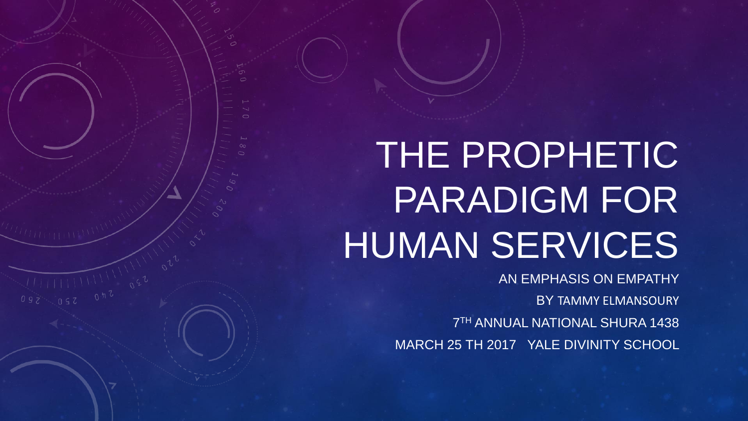# THE PROPHETIC PARADIGM FOR HUMAN SERVICES

AN EMPHASIS ON EMPATHY

BY TAMMY ELMANSOURY

7TH ANNUAL NATIONAL SHURA 1438

MARCH 25 TH 2017 YALE DIVINITY SCHOOL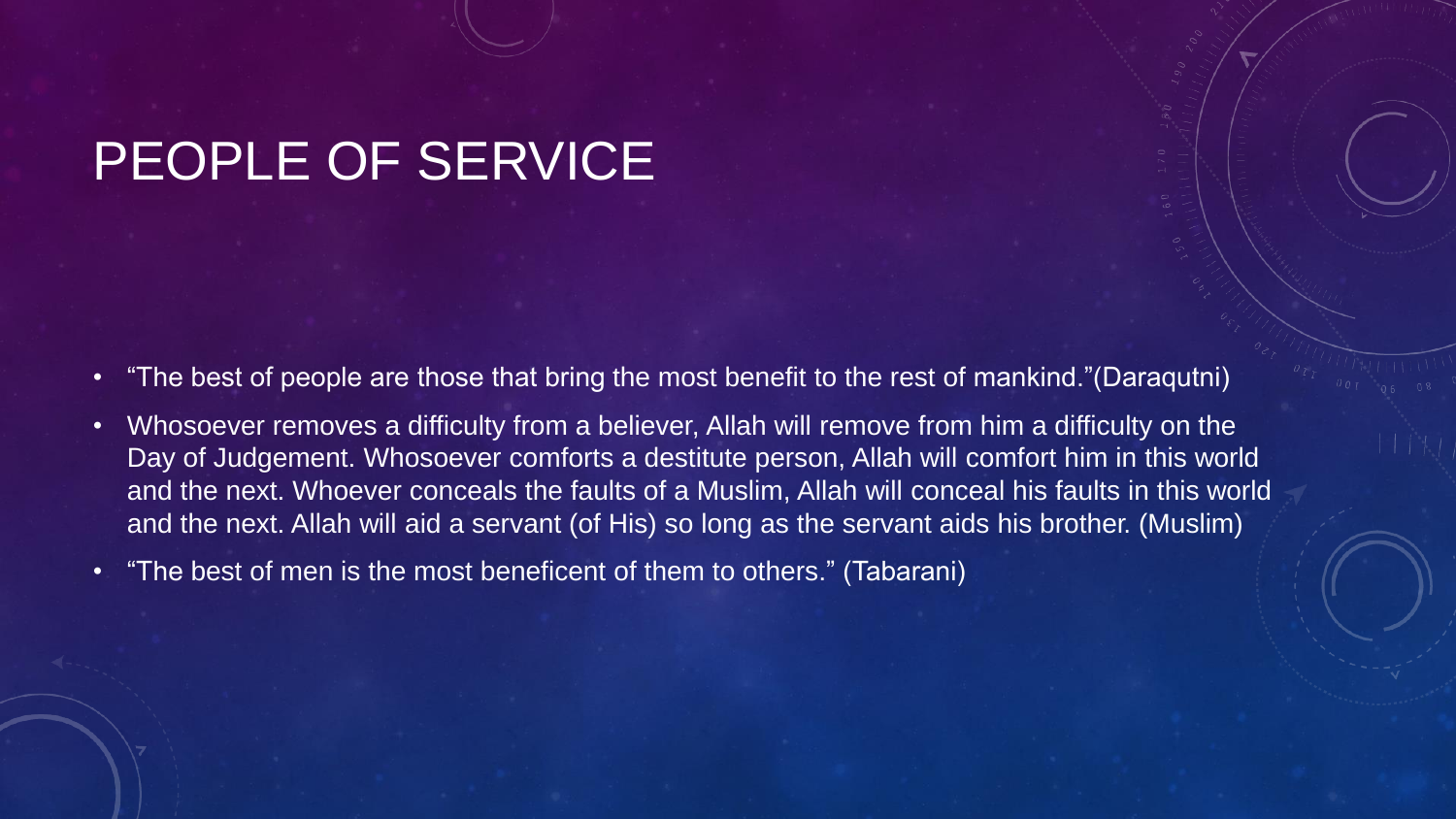# PEOPLE OF SERVICE

- "The best of people are those that bring the most benefit to the rest of mankind."(Daraqutni)
- Whosoever removes a difficulty from a believer, Allah will remove from him a difficulty on the Day of Judgement. Whosoever comforts a destitute person, Allah will comfort him in this world and the next. Whoever conceals the faults of a Muslim, Allah will conceal his faults in this world and the next. Allah will aid a servant (of His) so long as the servant aids his brother. (Muslim)
- "The best of men is the most beneficent of them to others." (Tabarani)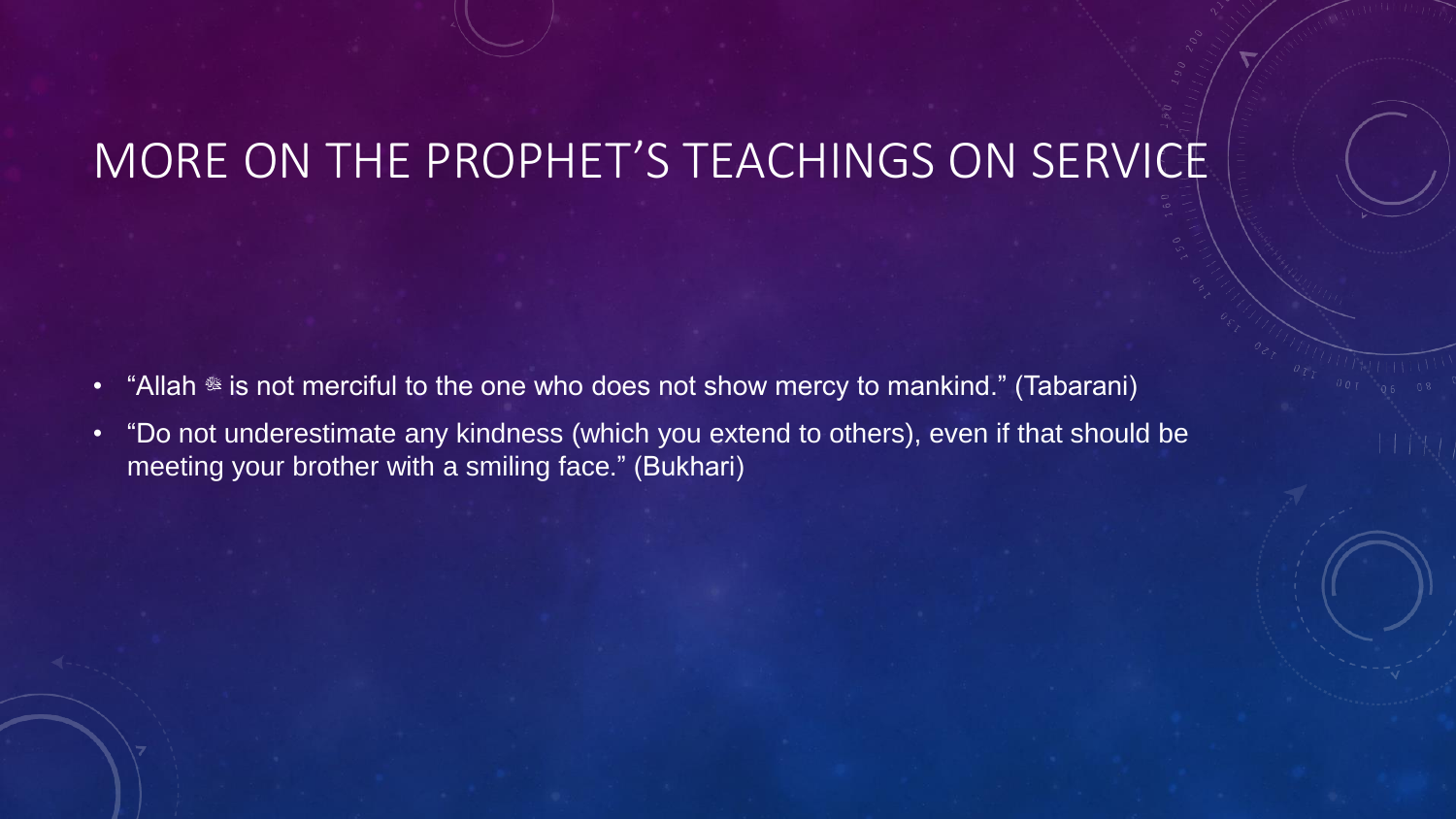# MORE ON THE PROPHET'S TEACHINGS ON SERVICE

- "Allah ﷻ is not merciful to the one who does not show mercy to mankind." (Tabarani)
- "Do not underestimate any kindness (which you extend to others), even if that should be meeting your brother with a smiling face." (Bukhari)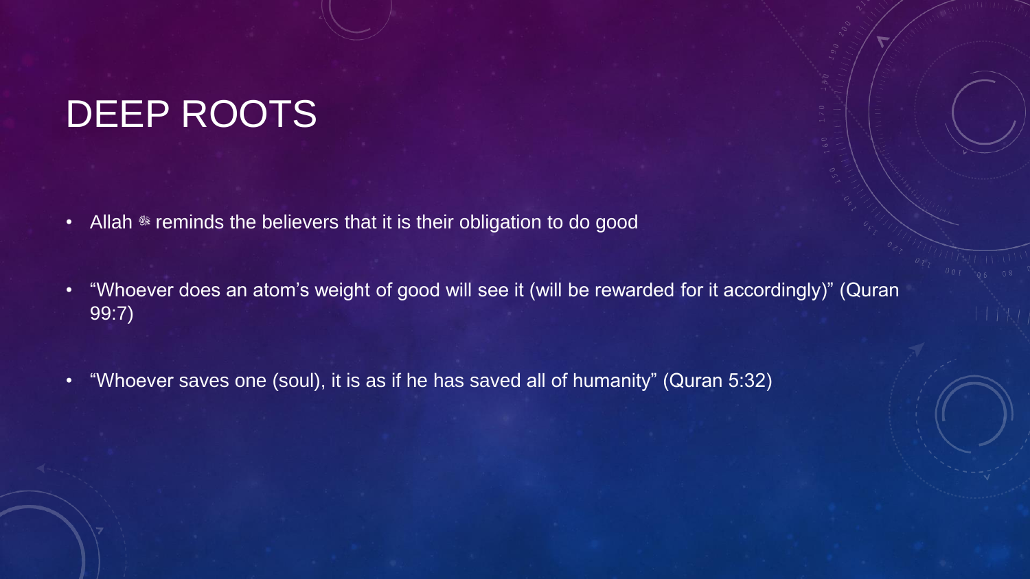# DEEP ROOTS

- Allah ﷻ reminds the believers that it is their obligation to do good
- “Whoever does an atom’s weight of good will see it (will be rewarded for it accordingly)” (Quran 99:7)
- “Whoever saves one (soul), it is as if he has saved all of humanity” (Quran 5:32)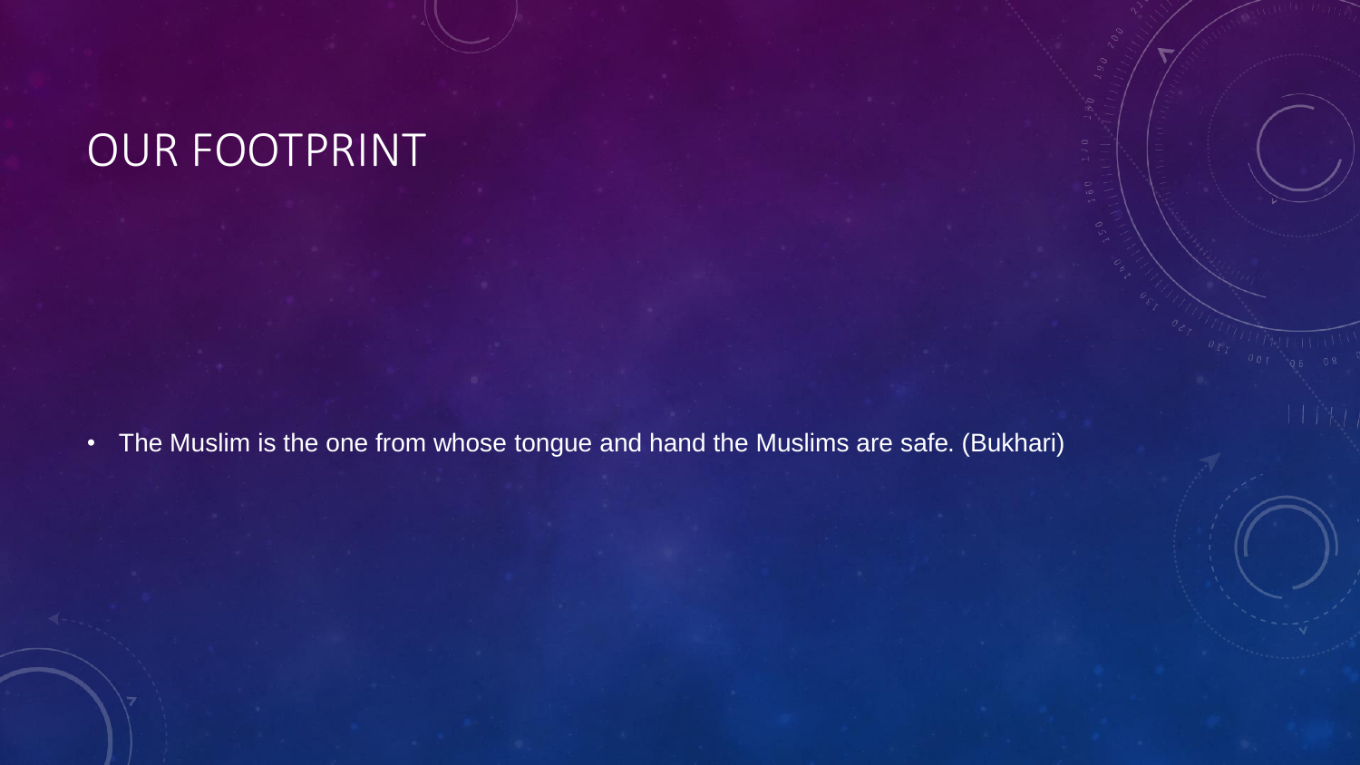# OUR FOOTPRINT

- The Muslim is the one from whose tongue and hand the Muslims are safe. (Bukhari)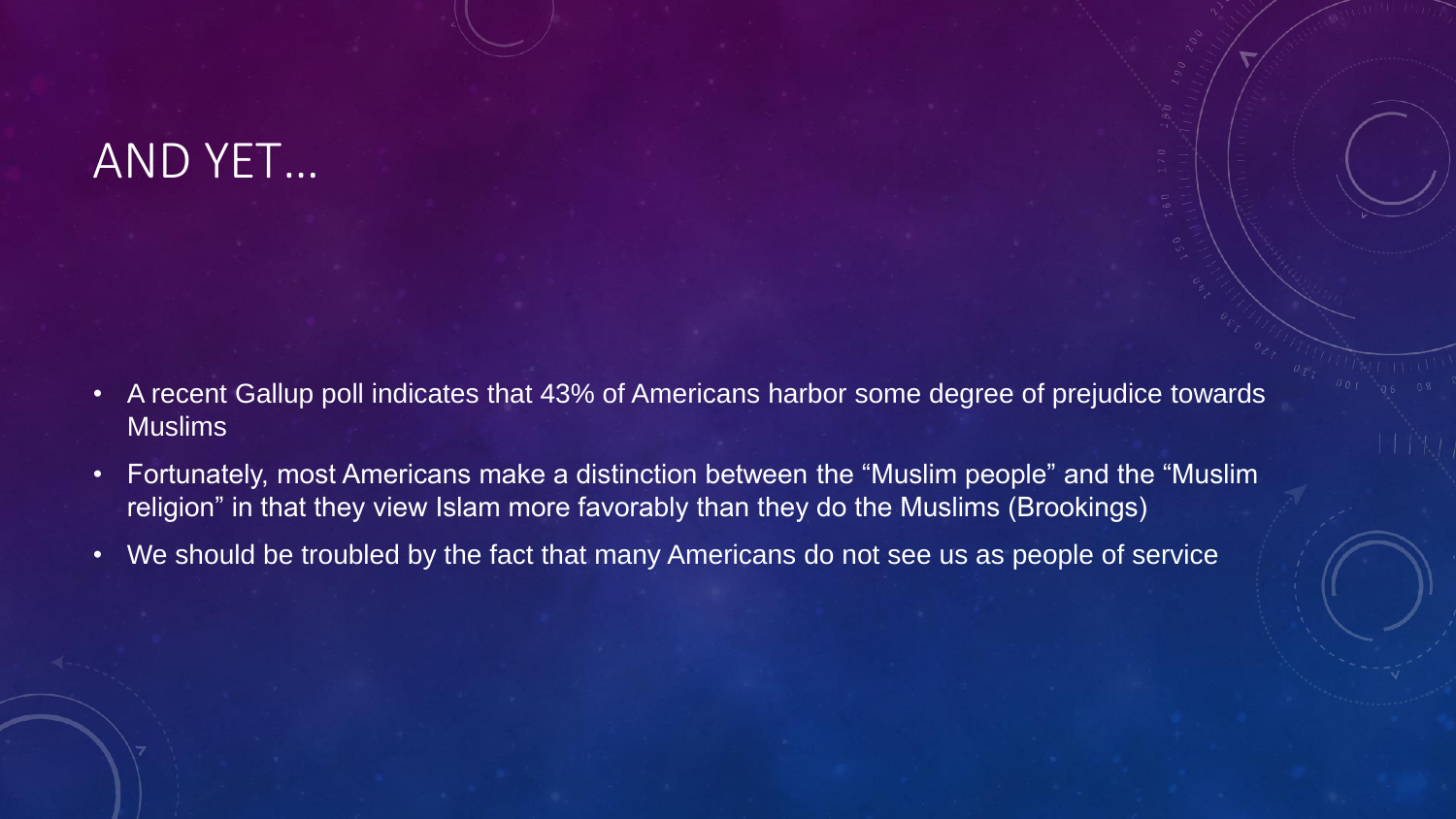# AND YET…

- A recent Gallup poll indicates that 43% of Americans harbor some degree of prejudice towards Muslims
- Fortunately, most Americans make a distinction between the "Muslim people" and the "Muslim religion" in that they view Islam more favorably than they do the Muslims (Brookings)
- We should be troubled by the fact that many Americans do not see us as people of service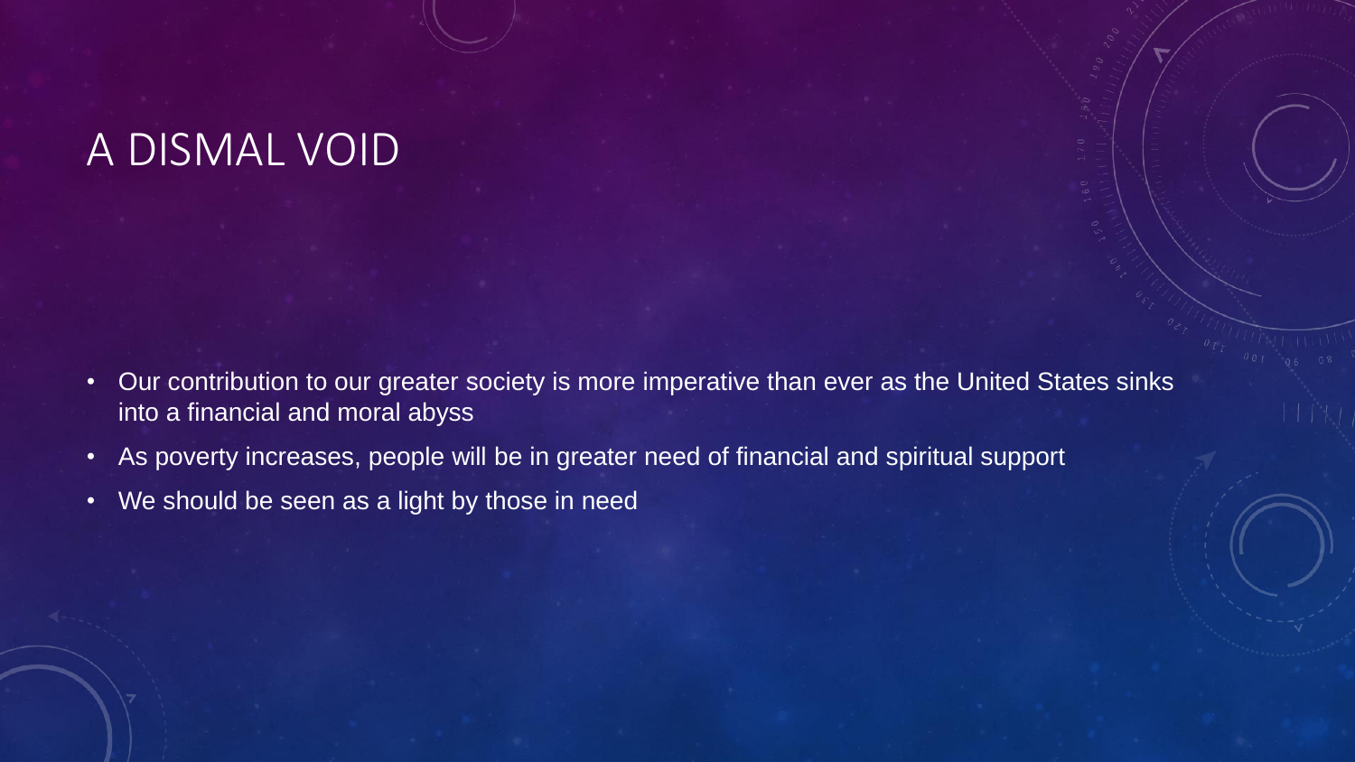# A DISMAL VOID

- Our contribution to our greater society is more imperative than ever as the United States sinks into a financial and moral abyss
- As poverty increases, people will be in greater need of financial and spiritual support
- We should be seen as a light by those in need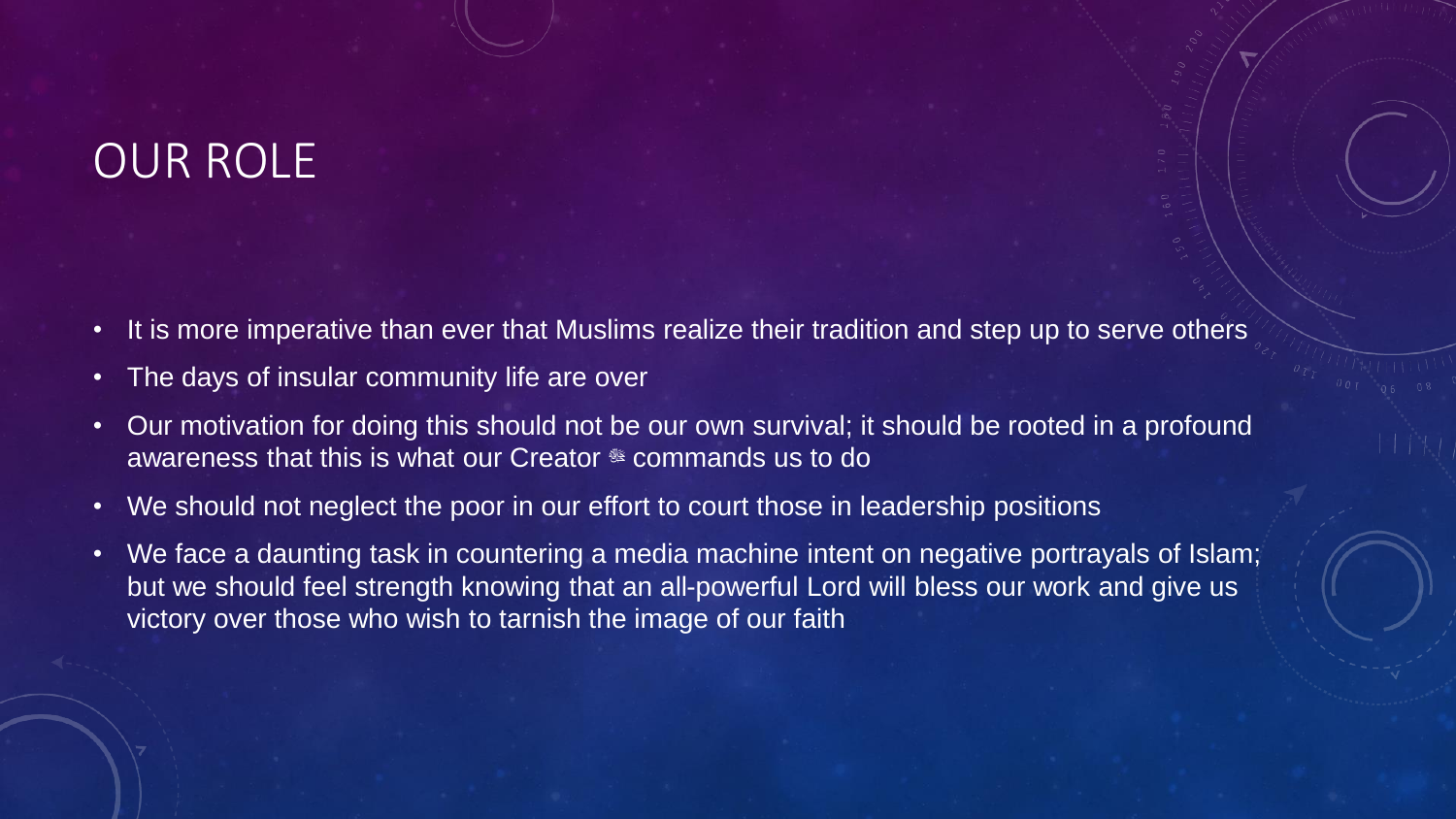# OUR ROLE

- It is more imperative than ever that Muslims realize their tradition and step up to serve others
- The days of insular community life are over
- Our motivation for doing this should not be our own survival; it should be rooted in a profound awareness that this is what our Creator ﷻ commands us to do
- We should not neglect the poor in our effort to court those in leadership positions
- We face a daunting task in countering a media machine intent on negative portrayals of Islam; but we should feel strength knowing that an all-powerful Lord will bless our work and give us victory over those who wish to tarnish the image of our faith